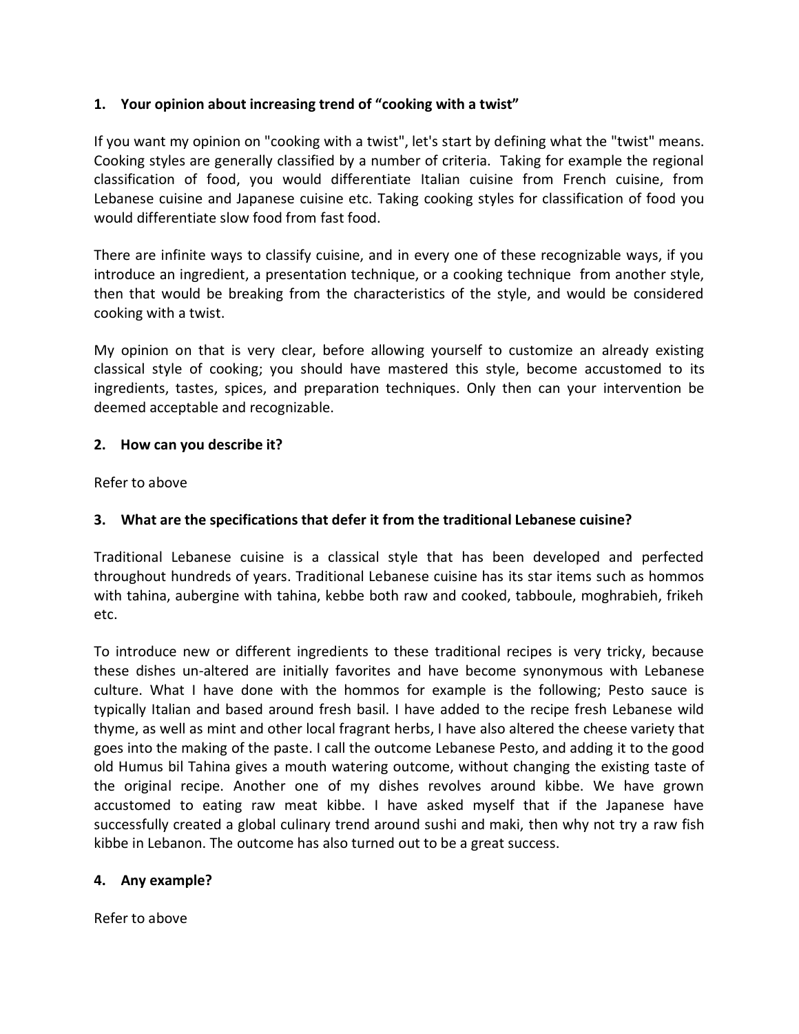### 1. Your opinion about increasing trend of "cooking with a twist"

If you want my opinion on "cooking with a twist", let's start by defining what the "twist" means. Cooking styles are generally classified by a number of criteria. Taking for example the regional classification of food, you would differentiate Italian cuisine from French cuisine, from Lebanese cuisine and Japanese cuisine etc. Taking cooking styles for classification of food you would differentiate slow food from fast food.

There are infinite ways to classify cuisine, and in every one of these recognizable ways, if you introduce an ingredient, a presentation technique, or a cooking technique from another style, then that would be breaking from the characteristics of the style, and would be considered cooking with a twist.

My opinion on that is very clear, before allowing yourself to customize an already existing classical style of cooking; you should have mastered this style, become accustomed to its ingredients, tastes, spices, and preparation techniques. Only then can your intervention be deemed acceptable and recognizable.

### 2. How can you describe it?

Refer to above

### 3. What are the specifications that defer it from the traditional Lebanese cuisine?

Traditional Lebanese cuisine is a classical style that has been developed and perfected throughout hundreds of years. Traditional Lebanese cuisine has its star items such as hommos with tahina, aubergine with tahina, kebbe both raw and cooked, tabboule, moghrabieh, frikeh etc.

To introduce new or different ingredients to these traditional recipes is very tricky, because these dishes un-altered are initially favorites and have become synonymous with Lebanese culture. What I have done with the hommos for example is the following; Pesto sauce is typically Italian and based around fresh basil. I have added to the recipe fresh Lebanese wild thyme, as well as mint and other local fragrant herbs, I have also altered the cheese variety that goes into the making of the paste. I call the outcome Lebanese Pesto, and adding it to the good old Humus bil Tahina gives a mouth watering outcome, without changing the existing taste of the original recipe. Another one of my dishes revolves around kibbe. We have grown accustomed to eating raw meat kibbe. I have asked myself that if the Japanese have successfully created a global culinary trend around sushi and maki, then why not try a raw fish kibbe in Lebanon. The outcome has also turned out to be a great success.

### 4. Any example?

Refer to above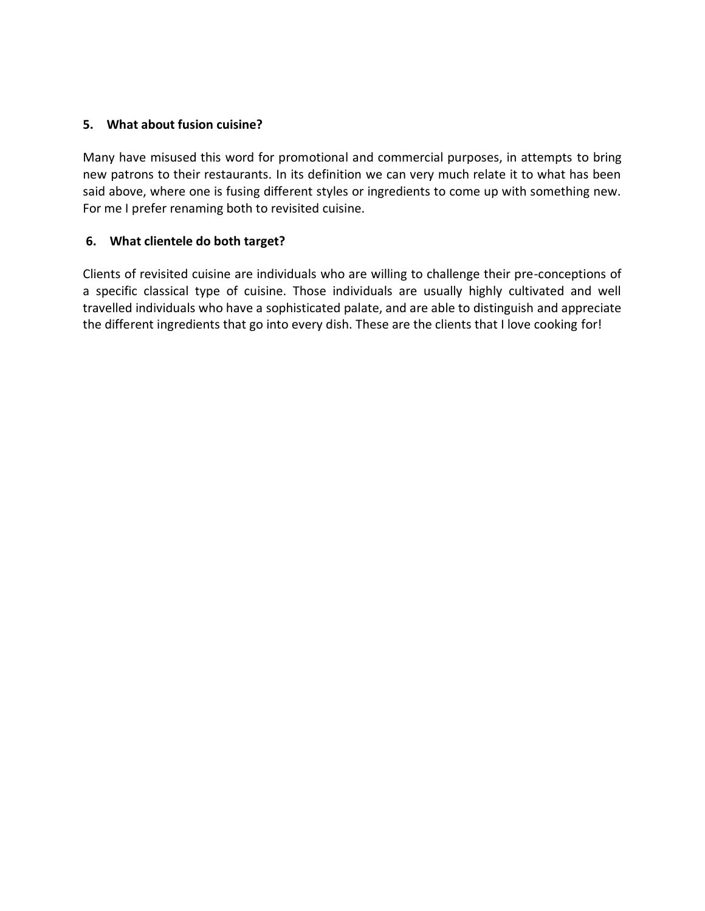**5. What about fusion cuisine?**

Many have misused this word for promotional and commercial purposes, in attempts to bring new patrons to their restaurants. In its definition we can very much relate it to what has been said above, where one is fusing different styles or ingredients to come up with something new. For me I prefer renaming both to revisited cuisine.

**6. What clientele do both target?**

Clients of revisited cuisine are individuals who are willing to challenge their pre-conceptions of a specific classical type of cuisine. Those individuals are usually highly cultivated and well travelled individuals who have a sophisticated palate, and are able to distinguish and appreciate the different ingredients that go into every dish. These are the clients that I love cooking for!